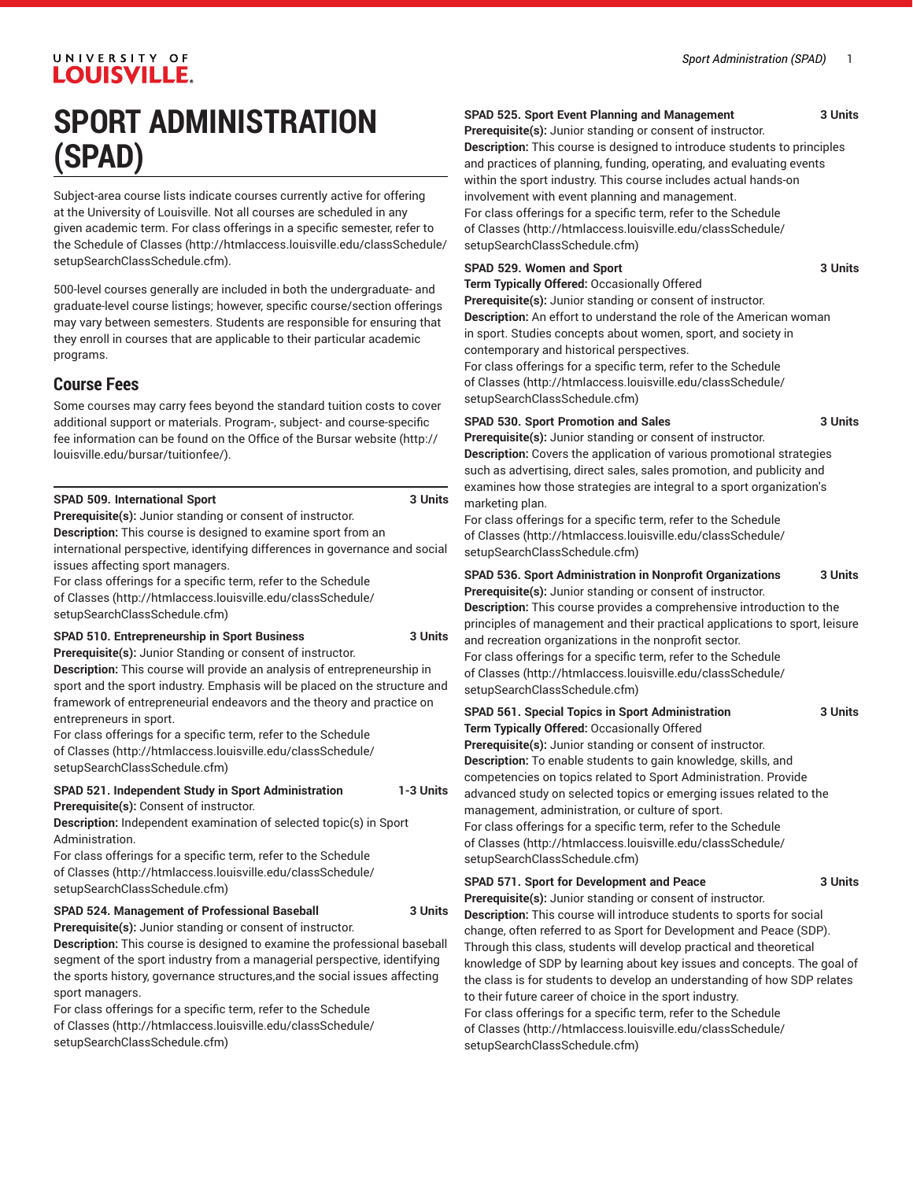# SPORT ADMINISTRATION (SPAD)

Subject-area course lists indicate courses currently active for offering at the University of Louisville. Not all courses are scheduled in any given academic term. For class offerings in a specific semester, refer to the Schedule of Classes (http://htmlaccess.louisville.edu/classSchedule/setupSearchClassSchedule.cfm).

500-level courses generally are included in both the undergraduate- and graduate-level course listings; however, specific course/section offerings may vary between semesters. Students are responsible for ensuring that they enroll in courses that are applicable to their particular academic programs.

## Course Fees

Some courses may carry fees beyond the standard tuition costs to cover additional support or materials. Program-, subject- and course-specific fee information can be found on the Office of the Bursar website (http://louisville.edu/bursar/tuitionfee/).

**SPAD 509. International Sport — 3 Units**
**Prerequisite(s):** Junior standing or consent of instructor.
**Description:** This course is designed to examine sport from an international perspective, identifying differences in governance and social issues affecting sport managers.
For class offerings for a specific term, refer to the Schedule of Classes (http://htmlaccess.louisville.edu/classSchedule/setupSearchClassSchedule.cfm)

**SPAD 510. Entrepreneurship in Sport Business — 3 Units**
**Prerequisite(s):** Junior Standing or consent of instructor.
**Description:** This course will provide an analysis of entrepreneurship in sport and the sport industry. Emphasis will be placed on the structure and framework of entrepreneurial endeavors and the theory and practice on entrepreneurs in sport.
For class offerings for a specific term, refer to the Schedule of Classes (http://htmlaccess.louisville.edu/classSchedule/setupSearchClassSchedule.cfm)

**SPAD 521. Independent Study in Sport Administration — 1-3 Units**
**Prerequisite(s):** Consent of instructor.
**Description:** Independent examination of selected topic(s) in Sport Administration.
For class offerings for a specific term, refer to the Schedule of Classes (http://htmlaccess.louisville.edu/classSchedule/setupSearchClassSchedule.cfm)

**SPAD 524. Management of Professional Baseball — 3 Units**
**Prerequisite(s):** Junior standing or consent of instructor.
**Description:** This course is designed to examine the professional baseball segment of the sport industry from a managerial perspective, identifying the sports history, governance structures,and the social issues affecting sport managers.
For class offerings for a specific term, refer to the Schedule of Classes (http://htmlaccess.louisville.edu/classSchedule/setupSearchClassSchedule.cfm)

**SPAD 525. Sport Event Planning and Management — 3 Units**
**Prerequisite(s):** Junior standing or consent of instructor.
**Description:** This course is designed to introduce students to principles and practices of planning, funding, operating, and evaluating events within the sport industry. This course includes actual hands-on involvement with event planning and management.
For class offerings for a specific term, refer to the Schedule of Classes (http://htmlaccess.louisville.edu/classSchedule/setupSearchClassSchedule.cfm)

**SPAD 529. Women and Sport — 3 Units**
**Term Typically Offered:** Occasionally Offered
**Prerequisite(s):** Junior standing or consent of instructor.
**Description:** An effort to understand the role of the American woman in sport. Studies concepts about women, sport, and society in contemporary and historical perspectives.
For class offerings for a specific term, refer to the Schedule of Classes (http://htmlaccess.louisville.edu/classSchedule/setupSearchClassSchedule.cfm)

**SPAD 530. Sport Promotion and Sales — 3 Units**
**Prerequisite(s):** Junior standing or consent of instructor.
**Description:** Covers the application of various promotional strategies such as advertising, direct sales, sales promotion, and publicity and examines how those strategies are integral to a sport organization's marketing plan.
For class offerings for a specific term, refer to the Schedule of Classes (http://htmlaccess.louisville.edu/classSchedule/setupSearchClassSchedule.cfm)

**SPAD 536. Sport Administration in Nonprofit Organizations — 3 Units**
**Prerequisite(s):** Junior standing or consent of instructor.
**Description:** This course provides a comprehensive introduction to the principles of management and their practical applications to sport, leisure and recreation organizations in the nonprofit sector.
For class offerings for a specific term, refer to the Schedule of Classes (http://htmlaccess.louisville.edu/classSchedule/setupSearchClassSchedule.cfm)

**SPAD 561. Special Topics in Sport Administration — 3 Units**
**Term Typically Offered:** Occasionally Offered
**Prerequisite(s):** Junior standing or consent of instructor.
**Description:** To enable students to gain knowledge, skills, and competencies on topics related to Sport Administration. Provide advanced study on selected topics or emerging issues related to the management, administration, or culture of sport.
For class offerings for a specific term, refer to the Schedule of Classes (http://htmlaccess.louisville.edu/classSchedule/setupSearchClassSchedule.cfm)

**SPAD 571. Sport for Development and Peace — 3 Units**
**Prerequisite(s):** Junior standing or consent of instructor.
**Description:** This course will introduce students to sports for social change, often referred to as Sport for Development and Peace (SDP). Through this class, students will develop practical and theoretical knowledge of SDP by learning about key issues and concepts. The goal of the class is for students to develop an understanding of how SDP relates to their future career of choice in the sport industry.
For class offerings for a specific term, refer to the Schedule of Classes (http://htmlaccess.louisville.edu/classSchedule/setupSearchClassSchedule.cfm)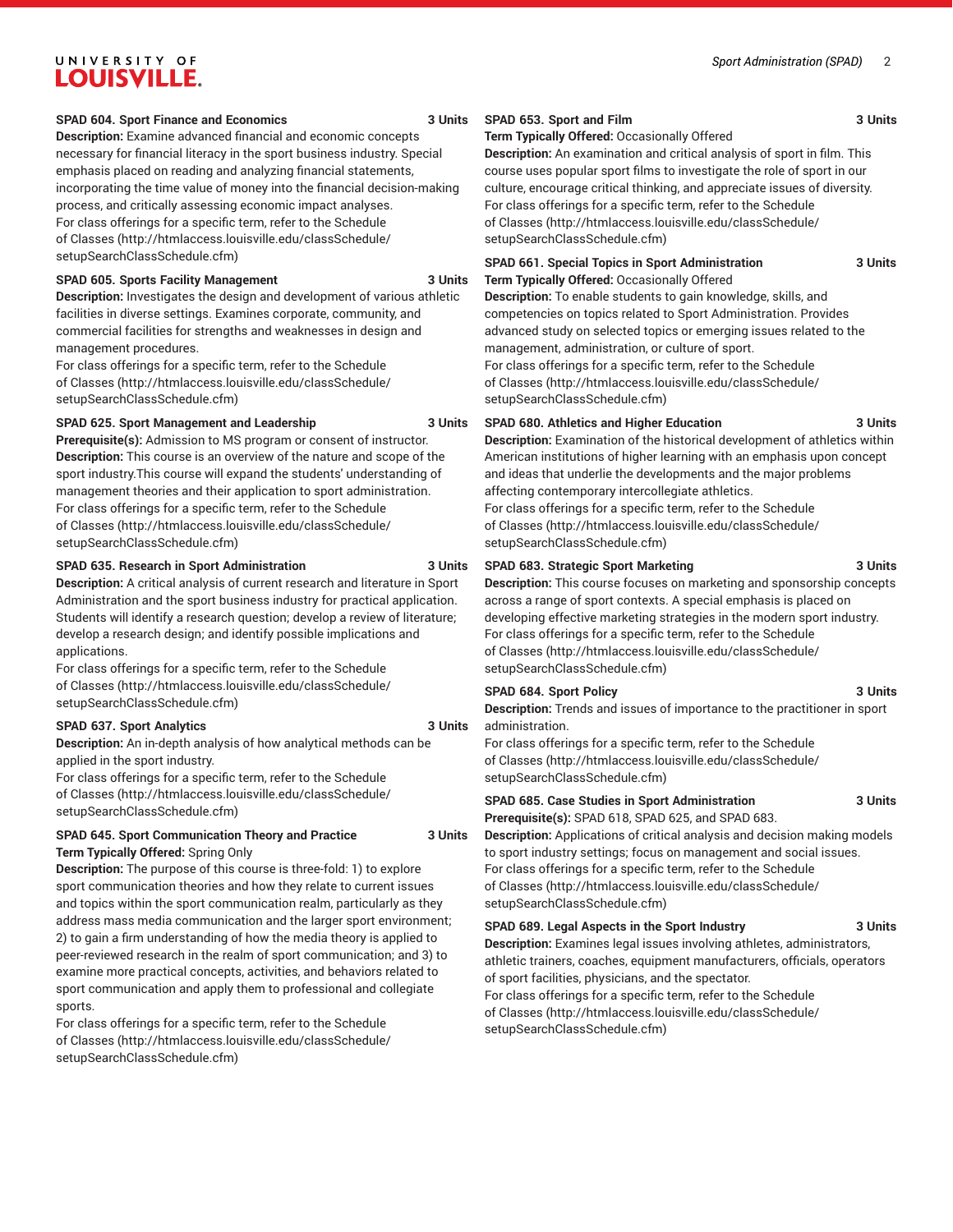**SPAD 604. Sport Finance and Economics 3 Units**
**Description:** Examine advanced financial and economic concepts necessary for financial literacy in the sport business industry. Special emphasis placed on reading and analyzing financial statements, incorporating the time value of money into the financial decision-making process, and critically assessing economic impact analyses.
For class offerings for a specific term, refer to the Schedule of Classes (http://htmlaccess.louisville.edu/classSchedule/setupSearchClassSchedule.cfm)

**SPAD 605. Sports Facility Management 3 Units**
**Description:** Investigates the design and development of various athletic facilities in diverse settings. Examines corporate, community, and commercial facilities for strengths and weaknesses in design and management procedures.
For class offerings for a specific term, refer to the Schedule of Classes (http://htmlaccess.louisville.edu/classSchedule/setupSearchClassSchedule.cfm)

**SPAD 625. Sport Management and Leadership 3 Units**
**Prerequisite(s):** Admission to MS program or consent of instructor.
**Description:** This course is an overview of the nature and scope of the sport industry.This course will expand the students' understanding of management theories and their application to sport administration.
For class offerings for a specific term, refer to the Schedule of Classes (http://htmlaccess.louisville.edu/classSchedule/setupSearchClassSchedule.cfm)

**SPAD 635. Research in Sport Administration 3 Units**
**Description:** A critical analysis of current research and literature in Sport Administration and the sport business industry for practical application. Students will identify a research question; develop a review of literature; develop a research design; and identify possible implications and applications.
For class offerings for a specific term, refer to the Schedule of Classes (http://htmlaccess.louisville.edu/classSchedule/setupSearchClassSchedule.cfm)

**SPAD 637. Sport Analytics 3 Units**
**Description:** An in-depth analysis of how analytical methods can be applied in the sport industry.
For class offerings for a specific term, refer to the Schedule of Classes (http://htmlaccess.louisville.edu/classSchedule/setupSearchClassSchedule.cfm)

**SPAD 645. Sport Communication Theory and Practice 3 Units**
**Term Typically Offered:** Spring Only
**Description:** The purpose of this course is three-fold: 1) to explore sport communication theories and how they relate to current issues and topics within the sport communication realm, particularly as they address mass media communication and the larger sport environment; 2) to gain a firm understanding of how the media theory is applied to peer-reviewed research in the realm of sport communication; and 3) to examine more practical concepts, activities, and behaviors related to sport communication and apply them to professional and collegiate sports.
For class offerings for a specific term, refer to the Schedule of Classes (http://htmlaccess.louisville.edu/classSchedule/setupSearchClassSchedule.cfm)

**SPAD 653. Sport and Film 3 Units**
**Term Typically Offered:** Occasionally Offered
**Description:** An examination and critical analysis of sport in film. This course uses popular sport films to investigate the role of sport in our culture, encourage critical thinking, and appreciate issues of diversity.
For class offerings for a specific term, refer to the Schedule of Classes (http://htmlaccess.louisville.edu/classSchedule/setupSearchClassSchedule.cfm)

**SPAD 661. Special Topics in Sport Administration 3 Units**
**Term Typically Offered:** Occasionally Offered
**Description:** To enable students to gain knowledge, skills, and competencies on topics related to Sport Administration. Provides advanced study on selected topics or emerging issues related to the management, administration, or culture of sport.
For class offerings for a specific term, refer to the Schedule of Classes (http://htmlaccess.louisville.edu/classSchedule/setupSearchClassSchedule.cfm)

**SPAD 680. Athletics and Higher Education 3 Units**
**Description:** Examination of the historical development of athletics within American institutions of higher learning with an emphasis upon concept and ideas that underlie the developments and the major problems affecting contemporary intercollegiate athletics.
For class offerings for a specific term, refer to the Schedule of Classes (http://htmlaccess.louisville.edu/classSchedule/setupSearchClassSchedule.cfm)

**SPAD 683. Strategic Sport Marketing 3 Units**
**Description:** This course focuses on marketing and sponsorship concepts across a range of sport contexts. A special emphasis is placed on developing effective marketing strategies in the modern sport industry.
For class offerings for a specific term, refer to the Schedule of Classes (http://htmlaccess.louisville.edu/classSchedule/setupSearchClassSchedule.cfm)

**SPAD 684. Sport Policy 3 Units**
**Description:** Trends and issues of importance to the practitioner in sport administration.
For class offerings for a specific term, refer to the Schedule of Classes (http://htmlaccess.louisville.edu/classSchedule/setupSearchClassSchedule.cfm)

**SPAD 685. Case Studies in Sport Administration 3 Units**
**Prerequisite(s):** SPAD 618, SPAD 625, and SPAD 683.
**Description:** Applications of critical analysis and decision making models to sport industry settings; focus on management and social issues.
For class offerings for a specific term, refer to the Schedule of Classes (http://htmlaccess.louisville.edu/classSchedule/setupSearchClassSchedule.cfm)

**SPAD 689. Legal Aspects in the Sport Industry 3 Units**
**Description:** Examines legal issues involving athletes, administrators, athletic trainers, coaches, equipment manufacturers, officials, operators of sport facilities, physicians, and the spectator.
For class offerings for a specific term, refer to the Schedule of Classes (http://htmlaccess.louisville.edu/classSchedule/setupSearchClassSchedule.cfm)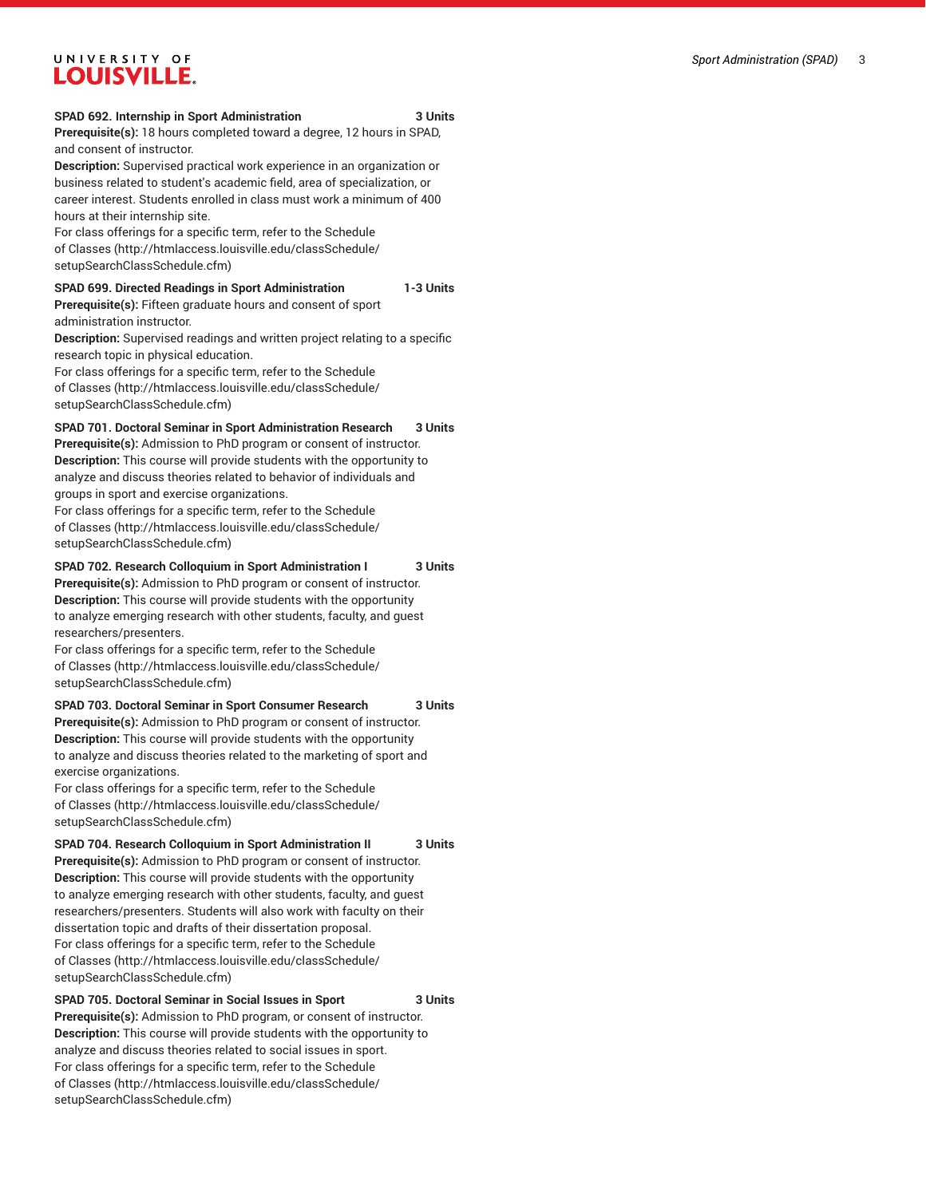**SPAD 692. Internship in Sport Administration 3 Units**

**Prerequisite(s):** 18 hours completed toward a degree, 12 hours in SPAD, and consent of instructor.

**Description:** Supervised practical work experience in an organization or business related to student's academic field, area of specialization, or career interest. Students enrolled in class must work a minimum of 400 hours at their internship site.

For class offerings for a specific term, refer to the Schedule of Classes (http://htmlaccess.louisville.edu/classSchedule/setupSearchClassSchedule.cfm)

**SPAD 699. Directed Readings in Sport Administration 1-3 Units**

**Prerequisite(s):** Fifteen graduate hours and consent of sport administration instructor.

**Description:** Supervised readings and written project relating to a specific research topic in physical education.

For class offerings for a specific term, refer to the Schedule of Classes (http://htmlaccess.louisville.edu/classSchedule/setupSearchClassSchedule.cfm)

**SPAD 701. Doctoral Seminar in Sport Administration Research 3 Units**

**Prerequisite(s):** Admission to PhD program or consent of instructor.

**Description:** This course will provide students with the opportunity to analyze and discuss theories related to behavior of individuals and groups in sport and exercise organizations.

For class offerings for a specific term, refer to the Schedule of Classes (http://htmlaccess.louisville.edu/classSchedule/setupSearchClassSchedule.cfm)

**SPAD 702. Research Colloquium in Sport Administration I 3 Units**

**Prerequisite(s):** Admission to PhD program or consent of instructor.

**Description:** This course will provide students with the opportunity to analyze emerging research with other students, faculty, and guest researchers/presenters.

For class offerings for a specific term, refer to the Schedule of Classes (http://htmlaccess.louisville.edu/classSchedule/setupSearchClassSchedule.cfm)

**SPAD 703. Doctoral Seminar in Sport Consumer Research 3 Units**

**Prerequisite(s):** Admission to PhD program or consent of instructor.

**Description:** This course will provide students with the opportunity to analyze and discuss theories related to the marketing of sport and exercise organizations.

For class offerings for a specific term, refer to the Schedule of Classes (http://htmlaccess.louisville.edu/classSchedule/setupSearchClassSchedule.cfm)

**SPAD 704. Research Colloquium in Sport Administration II 3 Units**

**Prerequisite(s):** Admission to PhD program or consent of instructor.

**Description:** This course will provide students with the opportunity to analyze emerging research with other students, faculty, and guest researchers/presenters. Students will also work with faculty on their dissertation topic and drafts of their dissertation proposal.

For class offerings for a specific term, refer to the Schedule of Classes (http://htmlaccess.louisville.edu/classSchedule/setupSearchClassSchedule.cfm)

**SPAD 705. Doctoral Seminar in Social Issues in Sport 3 Units**

**Prerequisite(s):** Admission to PhD program, or consent of instructor.

**Description:** This course will provide students with the opportunity to analyze and discuss theories related to social issues in sport.

For class offerings for a specific term, refer to the Schedule of Classes (http://htmlaccess.louisville.edu/classSchedule/setupSearchClassSchedule.cfm)